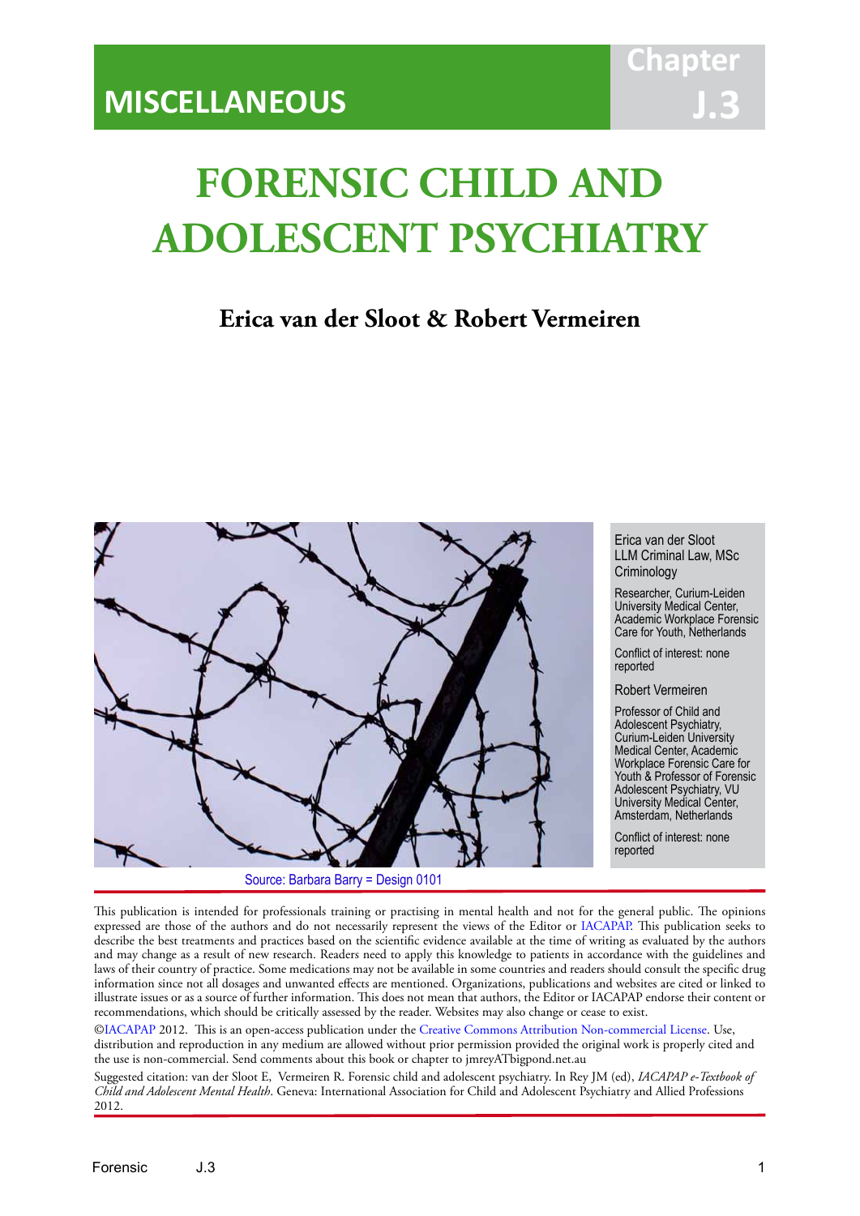MISCELLANEOUS

Chapter J.3

# FORENSIC CHILD AND ADOLESCENT PSYCHIATRY

**Erica van der Sloot & Robert Vermeiren**

Source: Barbara Barry = Design 0101

Erica van der Sloot LLM Criminal Law, MSc Criminology

Researcher, Curium-Leiden University Medical Center, Academic Workplace Forensic Care for Youth, Netherlands

Conflict of interest: none reported

Robert Vermeiren

Professor of Child and Adolescent Psychiatry, Curium-Leiden University Medical Center, Academic Workplace Forensic Care for Youth & Professor of Forensic Adolescent Psychiatry, VU University Medical Center, Amsterdam, Netherlands

Conflict of interest: none reported

This publication is intended for professionals training or practising in mental health and not for the general public. The opinions expressed are those of the authors and do not necessarily represent the views of the Editor or IACAPAP. This publication seeks to describe the best treatments and practices based on the scientific evidence available at the time of writing as evaluated by the authors and may change as a result of new research. Readers need to apply this knowledge to patients in accordance with the guidelines and laws of their country of practice. Some medications may not be available in some countries and readers should consult the specific drug information since not all dosages and unwanted effects are mentioned. Organizations, publications and websites are cited or linked to illustrate issues or as a source of further information. This does not mean that authors, the Editor or IACAPAP endorse their content or recommendations, which should be critically assessed by the reader. Websites may also change or cease to exist.

©IACAPAP 2012. This is an open-access publication under the Creative Commons Attribution Non-commercial License. Use, distribution and reproduction in any medium are allowed without prior permission provided the original work is properly cited and the use is non-commercial. Send comments about this book or chapter to jmreyATbigpond.net.au

Suggested citation: van der Sloot E, Vermeiren R. Forensic child and adolescent psychiatry. In Rey JM (ed), *IACAPAP e-Textbook of Child and Adolescent Mental Health*. Geneva: International Association for Child and Adolescent Psychiatry and Allied Professions 2012.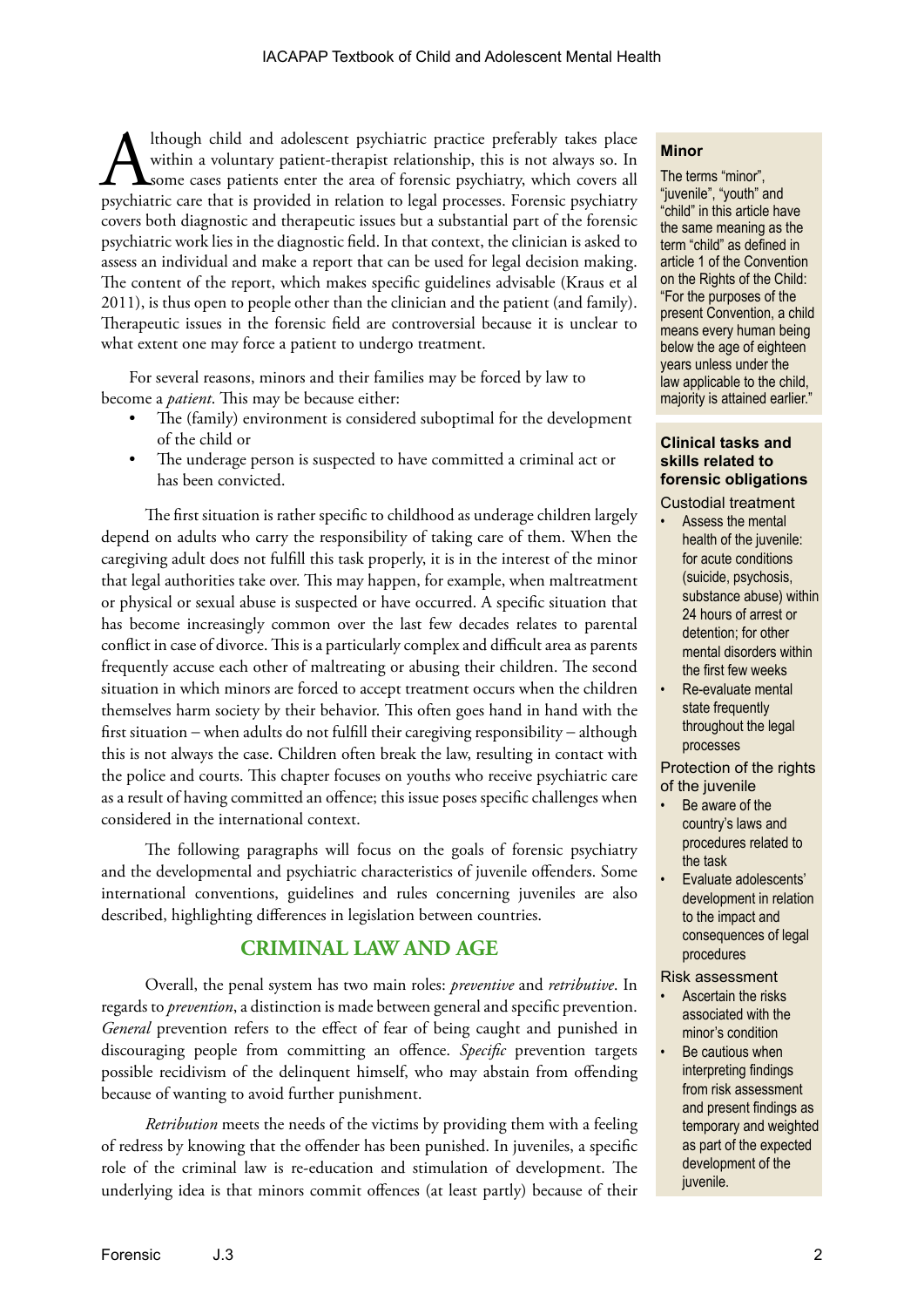Although child and adolescent psychiatric practice preferably takes place within a voluntary patient-therapist relationship, this is not always so. In some cases patients enter the area of forensic psychiatry, which covers all psychiatric care that is provided in relation to legal processes. Forensic psychiatry covers both diagnostic and therapeutic issues but a substantial part of the forensic psychiatric work lies in the diagnostic field. In that context, the clinician is asked to assess an individual and make a report that can be used for legal decision making. The content of the report, which makes specific guidelines advisable (Kraus et al 2011), is thus open to people other than the clinician and the patient (and family). Therapeutic issues in the forensic field are controversial because it is unclear to what extent one may force a patient to undergo treatment.

For several reasons, minors and their families may be forced by law to become a *patient*. This may be because either:

- The (family) environment is considered suboptimal for the development of the child or
- The underage person is suspected to have committed a criminal act or has been convicted.

The first situation is rather specific to childhood as underage children largely depend on adults who carry the responsibility of taking care of them. When the caregiving adult does not fulfill this task properly, it is in the interest of the minor that legal authorities take over. This may happen, for example, when maltreatment or physical or sexual abuse is suspected or have occurred. A specific situation that has become increasingly common over the last few decades relates to parental conflict in case of divorce. This is a particularly complex and difficult area as parents frequently accuse each other of maltreating or abusing their children. The second situation in which minors are forced to accept treatment occurs when the children themselves harm society by their behavior. This often goes hand in hand with the first situation – when adults do not fulfill their caregiving responsibility – although this is not always the case. Children often break the law, resulting in contact with the police and courts. This chapter focuses on youths who receive psychiatric care as a result of having committed an offence; this issue poses specific challenges when considered in the international context.

The following paragraphs will focus on the goals of forensic psychiatry and the developmental and psychiatric characteristics of juvenile offenders. Some international conventions, guidelines and rules concerning juveniles are also described, highlighting differences in legislation between countries.

## CRIMINAL LAW AND AGE

Overall, the penal system has two main roles: *preventive* and *retributive*. In regards to *prevention*, a distinction is made between general and specific prevention. *General* prevention refers to the effect of fear of being caught and punished in discouraging people from committing an offence. *Specific* prevention targets possible recidivism of the delinquent himself, who may abstain from offending because of wanting to avoid further punishment.

*Retribution* meets the needs of the victims by providing them with a feeling of redress by knowing that the offender has been punished. In juveniles, a specific role of the criminal law is re-education and stimulation of development. The underlying idea is that minors commit offences (at least partly) because of their

> **Minor**
>
> The terms "minor", "juvenile", "youth" and "child" in this article have the same meaning as the term "child" as defined in article 1 of the Convention on the Rights of the Child: "For the purposes of the present Convention, a child means every human being below the age of eighteen years unless under the law applicable to the child, majority is attained earlier."

> **Clinical tasks and skills related to forensic obligations**
>
> Custodial treatment
> - Assess the mental health of the juvenile: for acute conditions (suicide, psychosis, substance abuse) within 24 hours of arrest or detention; for other mental disorders within the first few weeks
> - Re-evaluate mental state frequently throughout the legal processes
>
> Protection of the rights of the juvenile
> - Be aware of the country's laws and procedures related to the task
> - Evaluate adolescents' development in relation to the impact and consequences of legal procedures
>
> Risk assessment
> - Ascertain the risks associated with the minor's condition
> - Be cautious when interpreting findings from risk assessment and present findings as temporary and weighted as part of the expected development of the juvenile.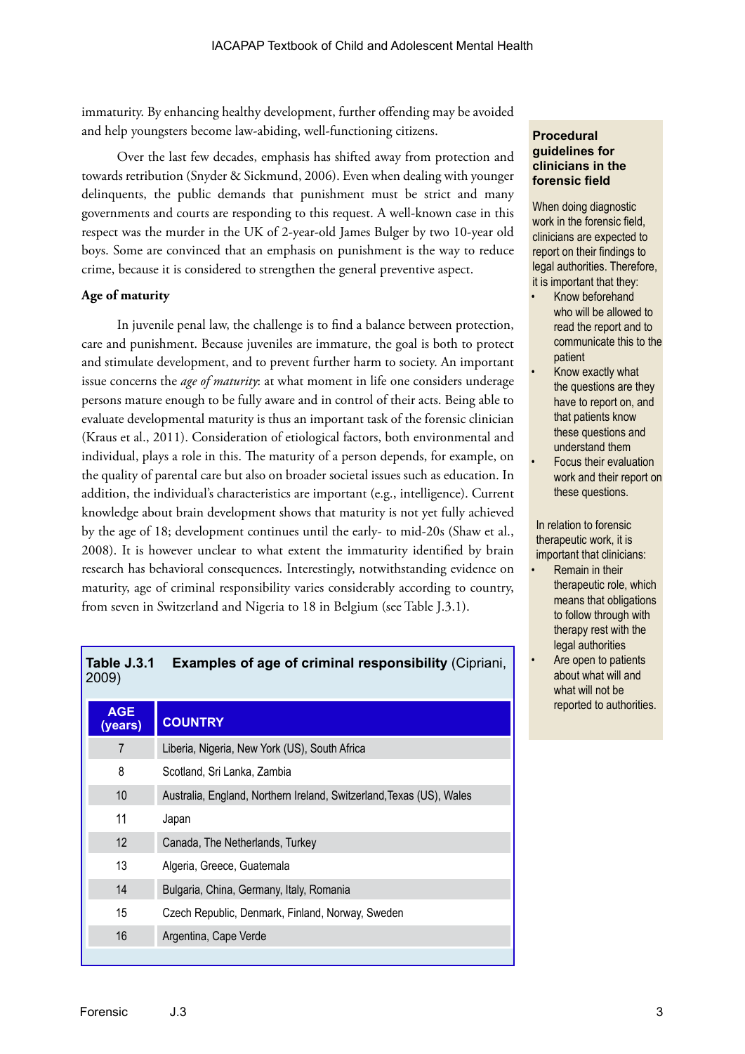immaturity. By enhancing healthy development, further offending may be avoided and help youngsters become law-abiding, well-functioning citizens.

Over the last few decades, emphasis has shifted away from protection and towards retribution (Snyder & Sickmund, 2006). Even when dealing with younger delinquents, the public demands that punishment must be strict and many governments and courts are responding to this request. A well-known case in this respect was the murder in the UK of 2-year-old James Bulger by two 10-year old boys. Some are convinced that an emphasis on punishment is the way to reduce crime, because it is considered to strengthen the general preventive aspect.

### Age of maturity

In juvenile penal law, the challenge is to find a balance between protection, care and punishment. Because juveniles are immature, the goal is both to protect and stimulate development, and to prevent further harm to society. An important issue concerns the *age of maturity*: at what moment in life one considers underage persons mature enough to be fully aware and in control of their acts. Being able to evaluate developmental maturity is thus an important task of the forensic clinician (Kraus et al., 2011). Consideration of etiological factors, both environmental and individual, plays a role in this. The maturity of a person depends, for example, on the quality of parental care but also on broader societal issues such as education. In addition, the individual's characteristics are important (e.g., intelligence). Current knowledge about brain development shows that maturity is not yet fully achieved by the age of 18; development continues until the early- to mid-20s (Shaw et al., 2008). It is however unclear to what extent the immaturity identified by brain research has behavioral consequences. Interestingly, notwithstanding evidence on maturity, age of criminal responsibility varies considerably according to country, from seven in Switzerland and Nigeria to 18 in Belgium (see Table J.3.1).

**Table J.3.1 Examples of age of criminal responsibility** (Cipriani, 2009)

| AGE (years) | COUNTRY |
|---|---|
| 7 | Liberia, Nigeria, New York (US), South Africa |
| 8 | Scotland, Sri Lanka, Zambia |
| 10 | Australia, England, Northern Ireland, Switzerland, Texas (US), Wales |
| 11 | Japan |
| 12 | Canada, The Netherlands, Turkey |
| 13 | Algeria, Greece, Guatemala |
| 14 | Bulgaria, China, Germany, Italy, Romania |
| 15 | Czech Republic, Denmark, Finland, Norway, Sweden |
| 16 | Argentina, Cape Verde |

**Procedural guidelines for clinicians in the forensic field**

When doing diagnostic work in the forensic field, clinicians are expected to report on their findings to legal authorities. Therefore, it is important that they:

- Know beforehand who will be allowed to read the report and to communicate this to the patient
- Know exactly what the questions are they have to report on, and that patients know these questions and understand them
- Focus their evaluation work and their report on these questions.

In relation to forensic therapeutic work, it is important that clinicians:

- Remain in their therapeutic role, which means that obligations to follow through with therapy rest with the legal authorities
- Are open to patients about what will and what will not be reported to authorities.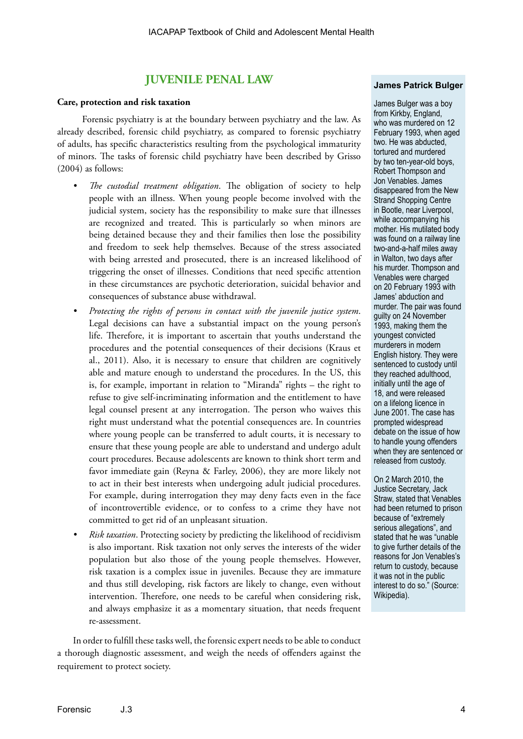## JUVENILE PENAL LAW

**Care, protection and risk taxation**

Forensic psychiatry is at the boundary between psychiatry and the law. As already described, forensic child psychiatry, as compared to forensic psychiatry of adults, has specific characteristics resulting from the psychological immaturity of minors. The tasks of forensic child psychiatry have been described by Grisso (2004) as follows:

- *The custodial treatment obligation*. The obligation of society to help people with an illness. When young people become involved with the judicial system, society has the responsibility to make sure that illnesses are recognized and treated. This is particularly so when minors are being detained because they and their families then lose the possibility and freedom to seek help themselves. Because of the stress associated with being arrested and prosecuted, there is an increased likelihood of triggering the onset of illnesses. Conditions that need specific attention in these circumstances are psychotic deterioration, suicidal behavior and consequences of substance abuse withdrawal.
- *Protecting the rights of persons in contact with the juvenile justice system*. Legal decisions can have a substantial impact on the young person's life. Therefore, it is important to ascertain that youths understand the procedures and the potential consequences of their decisions (Kraus et al., 2011). Also, it is necessary to ensure that children are cognitively able and mature enough to understand the procedures. In the US, this is, for example, important in relation to "Miranda" rights – the right to refuse to give self-incriminating information and the entitlement to have legal counsel present at any interrogation. The person who waives this right must understand what the potential consequences are. In countries where young people can be transferred to adult courts, it is necessary to ensure that these young people are able to understand and undergo adult court procedures. Because adolescents are known to think short term and favor immediate gain (Reyna & Farley, 2006), they are more likely not to act in their best interests when undergoing adult judicial procedures. For example, during interrogation they may deny facts even in the face of incontrovertible evidence, or to confess to a crime they have not committed to get rid of an unpleasant situation.
- *Risk taxation*. Protecting society by predicting the likelihood of recidivism is also important. Risk taxation not only serves the interests of the wider population but also those of the young people themselves. However, risk taxation is a complex issue in juveniles. Because they are immature and thus still developing, risk factors are likely to change, even without intervention. Therefore, one needs to be careful when considering risk, and always emphasize it as a momentary situation, that needs frequent re-assessment.

In order to fulfill these tasks well, the forensic expert needs to be able to conduct a thorough diagnostic assessment, and weigh the needs of offenders against the requirement to protect society.

**James Patrick Bulger**

James Bulger was a boy from Kirkby, England, who was murdered on 12 February 1993, when aged two. He was abducted, tortured and murdered by two ten-year-old boys, Robert Thompson and Jon Venables. James disappeared from the New Strand Shopping Centre in Bootle, near Liverpool, while accompanying his mother. His mutilated body was found on a railway line two-and-a-half miles away in Walton, two days after his murder. Thompson and Venables were charged on 20 February 1993 with James' abduction and murder. The pair was found guilty on 24 November 1993, making them the youngest convicted murderers in modern English history. They were sentenced to custody until they reached adulthood, initially until the age of 18, and were released on a lifelong licence in June 2001. The case has prompted widespread debate on the issue of how to handle young offenders when they are sentenced or released from custody.

On 2 March 2010, the Justice Secretary, Jack Straw, stated that Venables had been returned to prison because of "extremely serious allegations", and stated that he was "unable to give further details of the reasons for Jon Venables's return to custody, because it was not in the public interest to do so." (Source: Wikipedia).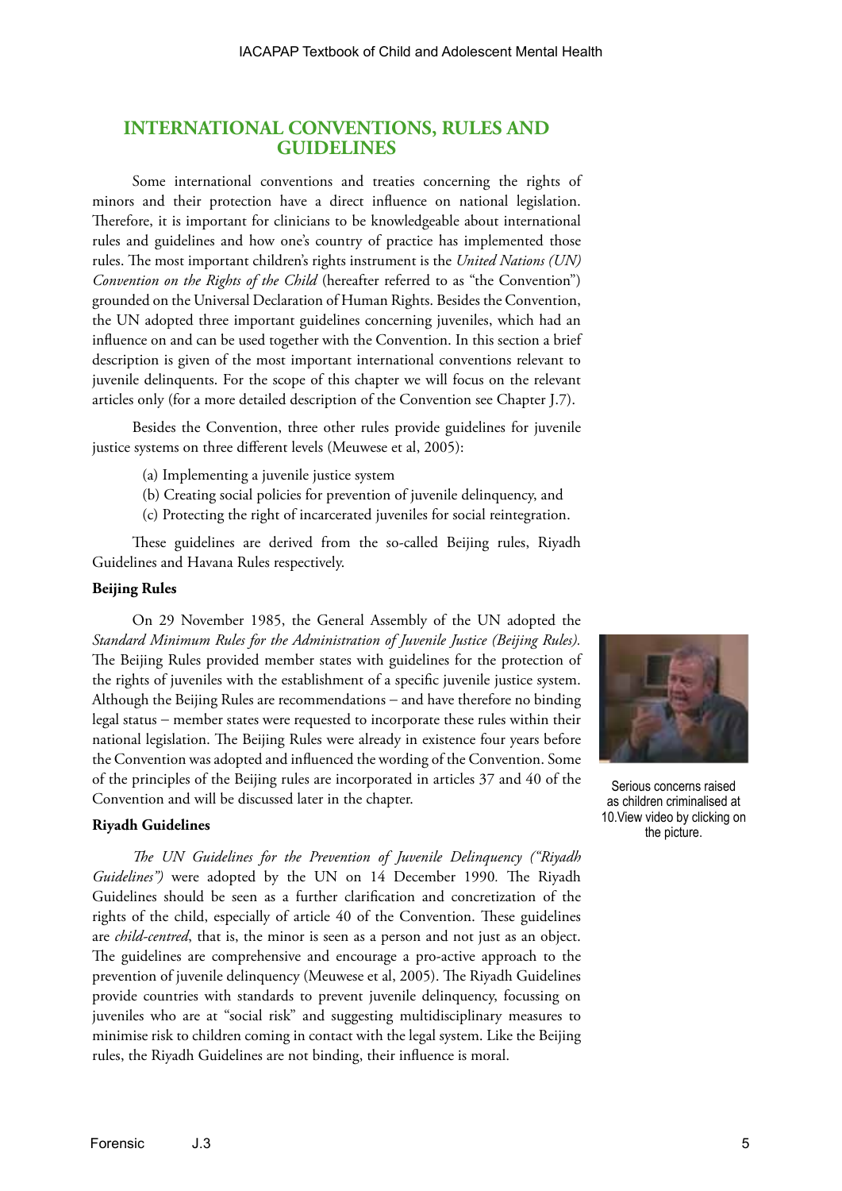## INTERNATIONAL CONVENTIONS, RULES AND GUIDELINES

Some international conventions and treaties concerning the rights of minors and their protection have a direct influence on national legislation. Therefore, it is important for clinicians to be knowledgeable about international rules and guidelines and how one's country of practice has implemented those rules. The most important children's rights instrument is the *United Nations (UN) Convention on the Rights of the Child* (hereafter referred to as "the Convention") grounded on the Universal Declaration of Human Rights. Besides the Convention, the UN adopted three important guidelines concerning juveniles, which had an influence on and can be used together with the Convention. In this section a brief description is given of the most important international conventions relevant to juvenile delinquents. For the scope of this chapter we will focus on the relevant articles only (for a more detailed description of the Convention see Chapter J.7).

Besides the Convention, three other rules provide guidelines for juvenile justice systems on three different levels (Meuwese et al, 2005):

(a) Implementing a juvenile justice system
(b) Creating social policies for prevention of juvenile delinquency, and
(c) Protecting the right of incarcerated juveniles for social reintegration.

These guidelines are derived from the so-called Beijing rules, Riyadh Guidelines and Havana Rules respectively.

**Beijing Rules**

On 29 November 1985, the General Assembly of the UN adopted the *Standard Minimum Rules for the Administration of Juvenile Justice (Beijing Rules).* The Beijing Rules provided member states with guidelines for the protection of the rights of juveniles with the establishment of a specific juvenile justice system. Although the Beijing Rules are recommendations – and have therefore no binding legal status – member states were requested to incorporate these rules within their national legislation. The Beijing Rules were already in existence four years before the Convention was adopted and influenced the wording of the Convention. Some of the principles of the Beijing rules are incorporated in articles 37 and 40 of the Convention and will be discussed later in the chapter.

Serious concerns raised as children criminalised at 10.View video by clicking on the picture.

**Riyadh Guidelines**

*The UN Guidelines for the Prevention of Juvenile Delinquency ("Riyadh Guidelines")* were adopted by the UN on 14 December 1990. The Riyadh Guidelines should be seen as a further clarification and concretization of the rights of the child, especially of article 40 of the Convention. These guidelines are *child-centred*, that is, the minor is seen as a person and not just as an object. The guidelines are comprehensive and encourage a pro-active approach to the prevention of juvenile delinquency (Meuwese et al, 2005). The Riyadh Guidelines provide countries with standards to prevent juvenile delinquency, focussing on juveniles who are at "social risk" and suggesting multidisciplinary measures to minimise risk to children coming in contact with the legal system. Like the Beijing rules, the Riyadh Guidelines are not binding, their influence is moral.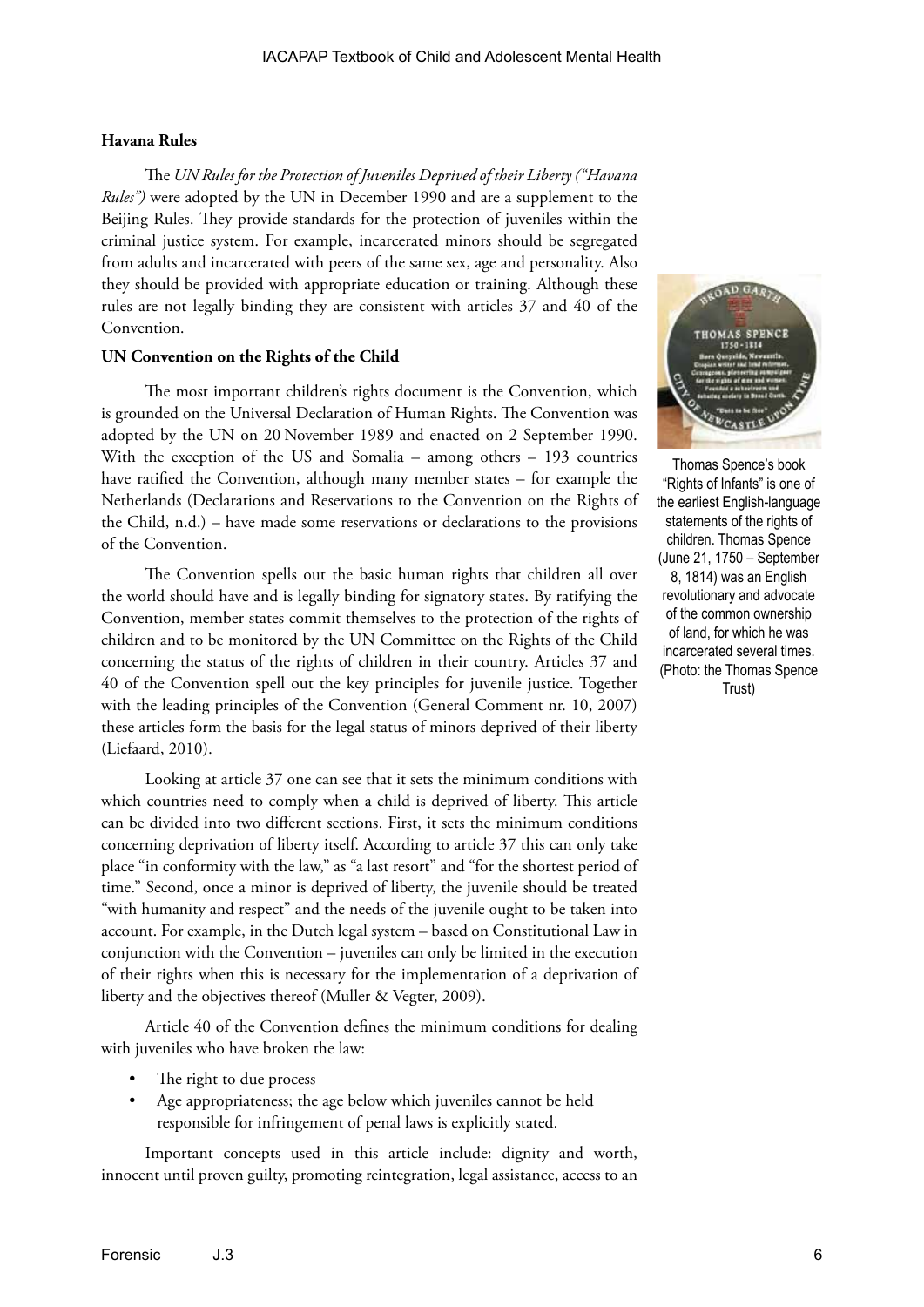### Havana Rules

The *UN Rules for the Protection of Juveniles Deprived of their Liberty ("Havana Rules")* were adopted by the UN in December 1990 and are a supplement to the Beijing Rules. They provide standards for the protection of juveniles within the criminal justice system. For example, incarcerated minors should be segregated from adults and incarcerated with peers of the same sex, age and personality. Also they should be provided with appropriate education or training. Although these rules are not legally binding they are consistent with articles 37 and 40 of the Convention.

### UN Convention on the Rights of the Child

The most important children's rights document is the Convention, which is grounded on the Universal Declaration of Human Rights. The Convention was adopted by the UN on 20 November 1989 and enacted on 2 September 1990. With the exception of the US and Somalia – among others – 193 countries have ratified the Convention, although many member states – for example the Netherlands (Declarations and Reservations to the Convention on the Rights of the Child, n.d.) – have made some reservations or declarations to the provisions of the Convention.

The Convention spells out the basic human rights that children all over the world should have and is legally binding for signatory states. By ratifying the Convention, member states commit themselves to the protection of the rights of children and to be monitored by the UN Committee on the Rights of the Child concerning the status of the rights of children in their country. Articles 37 and 40 of the Convention spell out the key principles for juvenile justice. Together with the leading principles of the Convention (General Comment nr. 10, 2007) these articles form the basis for the legal status of minors deprived of their liberty (Liefaard, 2010).

Looking at article 37 one can see that it sets the minimum conditions with which countries need to comply when a child is deprived of liberty. This article can be divided into two different sections. First, it sets the minimum conditions concerning deprivation of liberty itself. According to article 37 this can only take place "in conformity with the law," as "a last resort" and "for the shortest period of time." Second, once a minor is deprived of liberty, the juvenile should be treated "with humanity and respect" and the needs of the juvenile ought to be taken into account. For example, in the Dutch legal system – based on Constitutional Law in conjunction with the Convention – juveniles can only be limited in the execution of their rights when this is necessary for the implementation of a deprivation of liberty and the objectives thereof (Muller & Vegter, 2009).

Article 40 of the Convention defines the minimum conditions for dealing with juveniles who have broken the law:

- The right to due process
- Age appropriateness; the age below which juveniles cannot be held responsible for infringement of penal laws is explicitly stated.

Important concepts used in this article include: dignity and worth, innocent until proven guilty, promoting reintegration, legal assistance, access to an

Thomas Spence's book "Rights of Infants" is one of the earliest English-language statements of the rights of children. Thomas Spence (June 21, 1750 – September 8, 1814) was an English revolutionary and advocate of the common ownership of land, for which he was incarcerated several times. (Photo: the Thomas Spence Trust)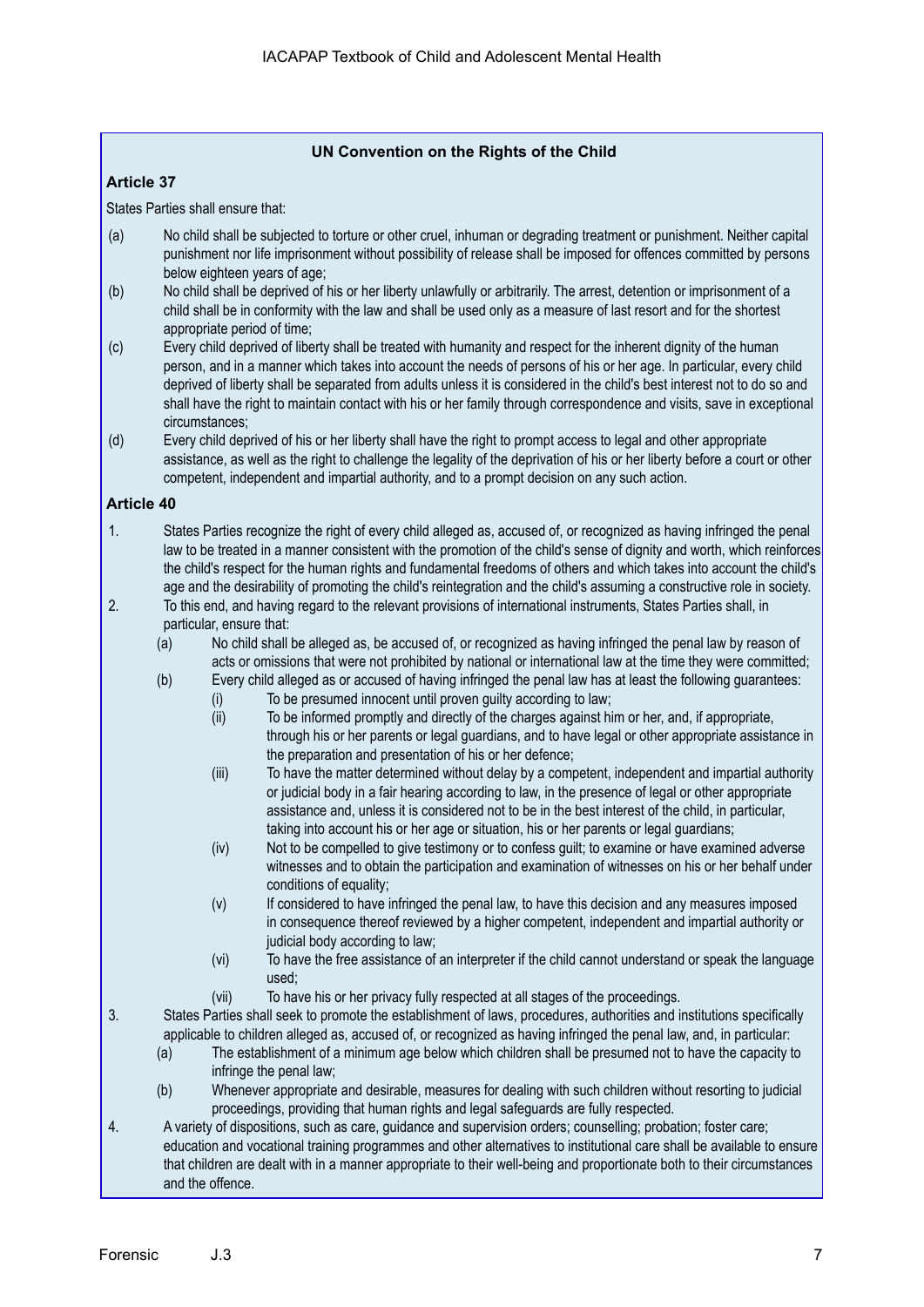**UN Convention on the Rights of the Child**

**Article 37**

States Parties shall ensure that:

(a) No child shall be subjected to torture or other cruel, inhuman or degrading treatment or punishment. Neither capital punishment nor life imprisonment without possibility of release shall be imposed for offences committed by persons below eighteen years of age;

(b) No child shall be deprived of his or her liberty unlawfully or arbitrarily. The arrest, detention or imprisonment of a child shall be in conformity with the law and shall be used only as a measure of last resort and for the shortest appropriate period of time;

(c) Every child deprived of liberty shall be treated with humanity and respect for the inherent dignity of the human person, and in a manner which takes into account the needs of persons of his or her age. In particular, every child deprived of liberty shall be separated from adults unless it is considered in the child's best interest not to do so and shall have the right to maintain contact with his or her family through correspondence and visits, save in exceptional circumstances;

(d) Every child deprived of his or her liberty shall have the right to prompt access to legal and other appropriate assistance, as well as the right to challenge the legality of the deprivation of his or her liberty before a court or other competent, independent and impartial authority, and to a prompt decision on any such action.

**Article 40**

1. States Parties recognize the right of every child alleged as, accused of, or recognized as having infringed the penal law to be treated in a manner consistent with the promotion of the child's sense of dignity and worth, which reinforces the child's respect for the human rights and fundamental freedoms of others and which takes into account the child's age and the desirability of promoting the child's reintegration and the child's assuming a constructive role in society.

2. To this end, and having regard to the relevant provisions of international instruments, States Parties shall, in particular, ensure that:
   (a) No child shall be alleged as, be accused of, or recognized as having infringed the penal law by reason of acts or omissions that were not prohibited by national or international law at the time they were committed;
   (b) Every child alleged as or accused of having infringed the penal law has at least the following guarantees:
      (i) To be presumed innocent until proven guilty according to law;
      (ii) To be informed promptly and directly of the charges against him or her, and, if appropriate, through his or her parents or legal guardians, and to have legal or other appropriate assistance in the preparation and presentation of his or her defence;
      (iii) To have the matter determined without delay by a competent, independent and impartial authority or judicial body in a fair hearing according to law, in the presence of legal or other appropriate assistance and, unless it is considered not to be in the best interest of the child, in particular, taking into account his or her age or situation, his or her parents or legal guardians;
      (iv) Not to be compelled to give testimony or to confess guilt; to examine or have examined adverse witnesses and to obtain the participation and examination of witnesses on his or her behalf under conditions of equality;
      (v) If considered to have infringed the penal law, to have this decision and any measures imposed in consequence thereof reviewed by a higher competent, independent and impartial authority or judicial body according to law;
      (vi) To have the free assistance of an interpreter if the child cannot understand or speak the language used;
      (vii) To have his or her privacy fully respected at all stages of the proceedings.

3. States Parties shall seek to promote the establishment of laws, procedures, authorities and institutions specifically applicable to children alleged as, accused of, or recognized as having infringed the penal law, and, in particular:
   (a) The establishment of a minimum age below which children shall be presumed not to have the capacity to infringe the penal law;
   (b) Whenever appropriate and desirable, measures for dealing with such children without resorting to judicial proceedings, providing that human rights and legal safeguards are fully respected.

4. A variety of dispositions, such as care, guidance and supervision orders; counselling; probation; foster care; education and vocational training programmes and other alternatives to institutional care shall be available to ensure that children are dealt with in a manner appropriate to their well-being and proportionate both to their circumstances and the offence.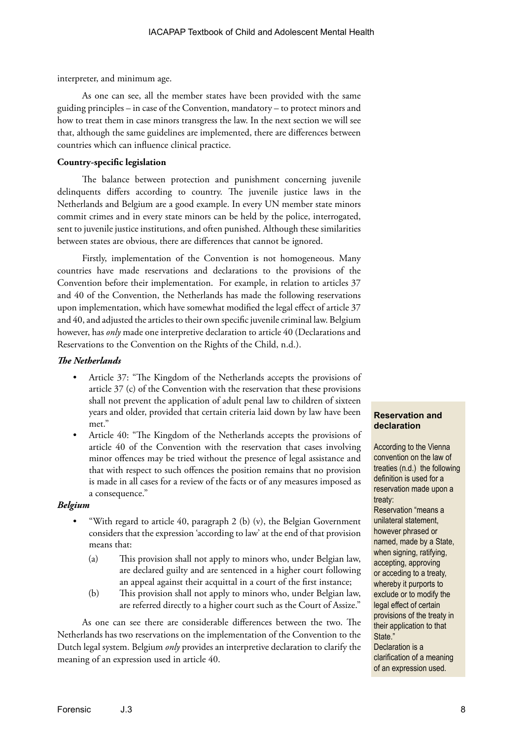interpreter, and minimum age.

As one can see, all the member states have been provided with the same guiding principles – in case of the Convention, mandatory – to protect minors and how to treat them in case minors transgress the law. In the next section we will see that, although the same guidelines are implemented, there are differences between countries which can influence clinical practice.

**Country-specific legislation**

The balance between protection and punishment concerning juvenile delinquents differs according to country. The juvenile justice laws in the Netherlands and Belgium are a good example. In every UN member state minors commit crimes and in every state minors can be held by the police, interrogated, sent to juvenile justice institutions, and often punished. Although these similarities between states are obvious, there are differences that cannot be ignored.

Firstly, implementation of the Convention is not homogeneous. Many countries have made reservations and declarations to the provisions of the Convention before their implementation. For example, in relation to articles 37 and 40 of the Convention, the Netherlands has made the following reservations upon implementation, which have somewhat modified the legal effect of article 37 and 40, and adjusted the articles to their own specific juvenile criminal law. Belgium however, has *only* made one interpretive declaration to article 40 (Declarations and Reservations to the Convention on the Rights of the Child, n.d.).

***The Netherlands***

- Article 37: "The Kingdom of the Netherlands accepts the provisions of article 37 (c) of the Convention with the reservation that these provisions shall not prevent the application of adult penal law to children of sixteen years and older, provided that certain criteria laid down by law have been met."
- Article 40: "The Kingdom of the Netherlands accepts the provisions of article 40 of the Convention with the reservation that cases involving minor offences may be tried without the presence of legal assistance and that with respect to such offences the position remains that no provision is made in all cases for a review of the facts or of any measures imposed as a consequence."

***Belgium***

- "With regard to article 40, paragraph 2 (b) (v), the Belgian Government considers that the expression 'according to law' at the end of that provision means that:
    - (a) This provision shall not apply to minors who, under Belgian law, are declared guilty and are sentenced in a higher court following an appeal against their acquittal in a court of the first instance;
    - (b) This provision shall not apply to minors who, under Belgian law, are referred directly to a higher court such as the Court of Assize."

As one can see there are considerable differences between the two. The Netherlands has two reservations on the implementation of the Convention to the Dutch legal system. Belgium *only* provides an interpretive declaration to clarify the meaning of an expression used in article 40.

**Reservation and declaration**

According to the Vienna convention on the law of treaties (n.d.) the following definition is used for a reservation made upon a treaty:

Reservation "means a unilateral statement, however phrased or named, made by a State, when signing, ratifying, accepting, approving or acceding to a treaty, whereby it purports to exclude or to modify the legal effect of certain provisions of the treaty in their application to that State."

Declaration is a clarification of a meaning of an expression used.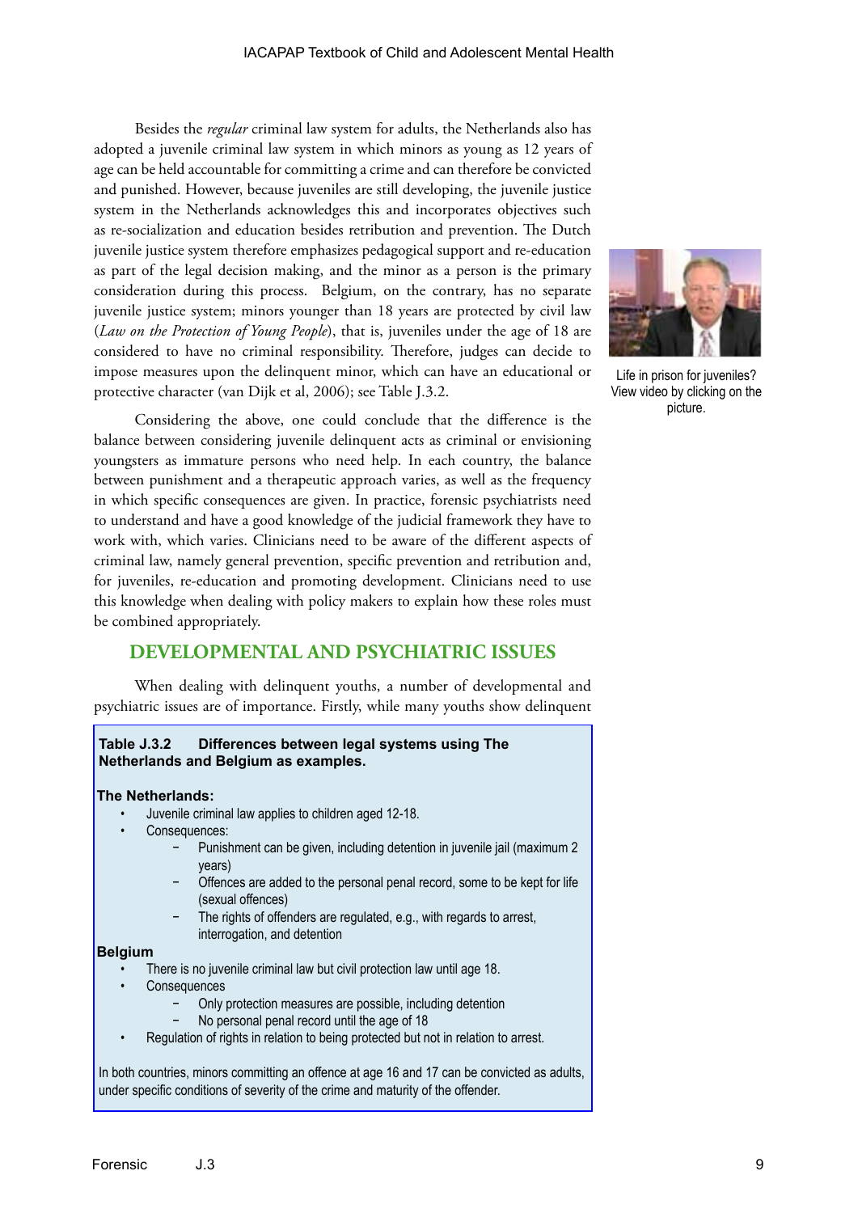Besides the *regular* criminal law system for adults, the Netherlands also has adopted a juvenile criminal law system in which minors as young as 12 years of age can be held accountable for committing a crime and can therefore be convicted and punished. However, because juveniles are still developing, the juvenile justice system in the Netherlands acknowledges this and incorporates objectives such as re-socialization and education besides retribution and prevention. The Dutch juvenile justice system therefore emphasizes pedagogical support and re-education as part of the legal decision making, and the minor as a person is the primary consideration during this process. Belgium, on the contrary, has no separate juvenile justice system; minors younger than 18 years are protected by civil law (*Law on the Protection of Young People*), that is, juveniles under the age of 18 are considered to have no criminal responsibility. Therefore, judges can decide to impose measures upon the delinquent minor, which can have an educational or protective character (van Dijk et al, 2006); see Table J.3.2.

Life in prison for juveniles? View video by clicking on the picture.

Considering the above, one could conclude that the difference is the balance between considering juvenile delinquent acts as criminal or envisioning youngsters as immature persons who need help. In each country, the balance between punishment and a therapeutic approach varies, as well as the frequency in which specific consequences are given. In practice, forensic psychiatrists need to understand and have a good knowledge of the judicial framework they have to work with, which varies. Clinicians need to be aware of the different aspects of criminal law, namely general prevention, specific prevention and retribution and, for juveniles, re-education and promoting development. Clinicians need to use this knowledge when dealing with policy makers to explain how these roles must be combined appropriately.

## DEVELOPMENTAL AND PSYCHIATRIC ISSUES

When dealing with delinquent youths, a number of developmental and psychiatric issues are of importance. Firstly, while many youths show delinquent

**Table J.3.2 Differences between legal systems using The Netherlands and Belgium as examples.**

**The Netherlands:**

- Juvenile criminal law applies to children aged 12-18.
- Consequences:
  - Punishment can be given, including detention in juvenile jail (maximum 2 years)
  - Offences are added to the personal penal record, some to be kept for life (sexual offences)
  - The rights of offenders are regulated, e.g., with regards to arrest, interrogation, and detention

**Belgium**

- There is no juvenile criminal law but civil protection law until age 18.
- Consequences
  - Only protection measures are possible, including detention
  - No personal penal record until the age of 18
- Regulation of rights in relation to being protected but not in relation to arrest.

In both countries, minors committing an offence at age 16 and 17 can be convicted as adults, under specific conditions of severity of the crime and maturity of the offender.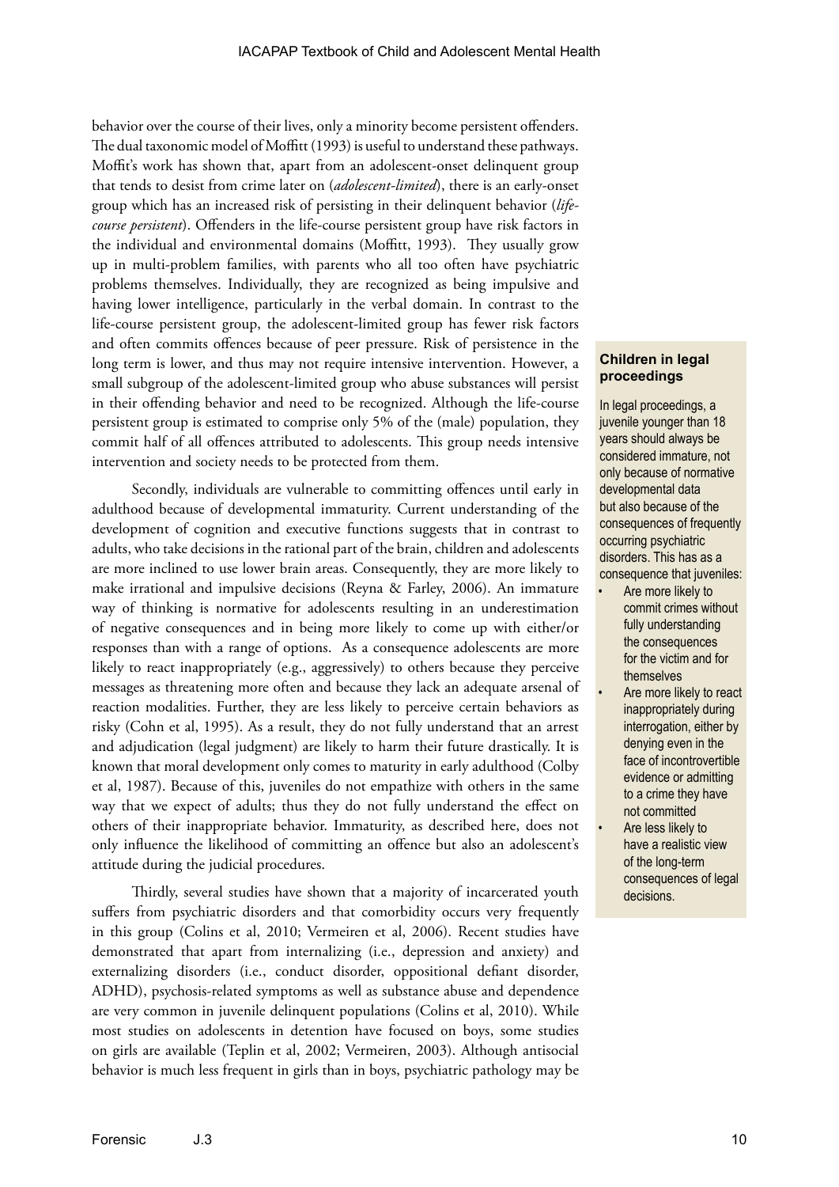behavior over the course of their lives, only a minority become persistent offenders. The dual taxonomic model of Moffitt (1993) is useful to understand these pathways. Moffit's work has shown that, apart from an adolescent-onset delinquent group that tends to desist from crime later on (*adolescent-limited*), there is an early-onset group which has an increased risk of persisting in their delinquent behavior (*life-course persistent*). Offenders in the life-course persistent group have risk factors in the individual and environmental domains (Moffitt, 1993). They usually grow up in multi-problem families, with parents who all too often have psychiatric problems themselves. Individually, they are recognized as being impulsive and having lower intelligence, particularly in the verbal domain. In contrast to the life-course persistent group, the adolescent-limited group has fewer risk factors and often commits offences because of peer pressure. Risk of persistence in the long term is lower, and thus may not require intensive intervention. However, a small subgroup of the adolescent-limited group who abuse substances will persist in their offending behavior and need to be recognized. Although the life-course persistent group is estimated to comprise only 5% of the (male) population, they commit half of all offences attributed to adolescents. This group needs intensive intervention and society needs to be protected from them.

Secondly, individuals are vulnerable to committing offences until early in adulthood because of developmental immaturity. Current understanding of the development of cognition and executive functions suggests that in contrast to adults, who take decisions in the rational part of the brain, children and adolescents are more inclined to use lower brain areas. Consequently, they are more likely to make irrational and impulsive decisions (Reyna & Farley, 2006). An immature way of thinking is normative for adolescents resulting in an underestimation of negative consequences and in being more likely to come up with either/or responses than with a range of options. As a consequence adolescents are more likely to react inappropriately (e.g., aggressively) to others because they perceive messages as threatening more often and because they lack an adequate arsenal of reaction modalities. Further, they are less likely to perceive certain behaviors as risky (Cohn et al, 1995). As a result, they do not fully understand that an arrest and adjudication (legal judgment) are likely to harm their future drastically. It is known that moral development only comes to maturity in early adulthood (Colby et al, 1987). Because of this, juveniles do not empathize with others in the same way that we expect of adults; thus they do not fully understand the effect on others of their inappropriate behavior. Immaturity, as described here, does not only influence the likelihood of committing an offence but also an adolescent's attitude during the judicial procedures.

Thirdly, several studies have shown that a majority of incarcerated youth suffers from psychiatric disorders and that comorbidity occurs very frequently in this group (Colins et al, 2010; Vermeiren et al, 2006). Recent studies have demonstrated that apart from internalizing (i.e., depression and anxiety) and externalizing disorders (i.e., conduct disorder, oppositional defiant disorder, ADHD), psychosis-related symptoms as well as substance abuse and dependence are very common in juvenile delinquent populations (Colins et al, 2010). While most studies on adolescents in detention have focused on boys, some studies on girls are available (Teplin et al, 2002; Vermeiren, 2003). Although antisocial behavior is much less frequent in girls than in boys, psychiatric pathology may be

**Children in legal proceedings**

In legal proceedings, a juvenile younger than 18 years should always be considered immature, not only because of normative developmental data but also because of the consequences of frequently occurring psychiatric disorders. This has as a consequence that juveniles:

- Are more likely to commit crimes without fully understanding the consequences for the victim and for themselves
- Are more likely to react inappropriately during interrogation, either by denying even in the face of incontrovertible evidence or admitting to a crime they have not committed
- Are less likely to have a realistic view of the long-term consequences of legal decisions.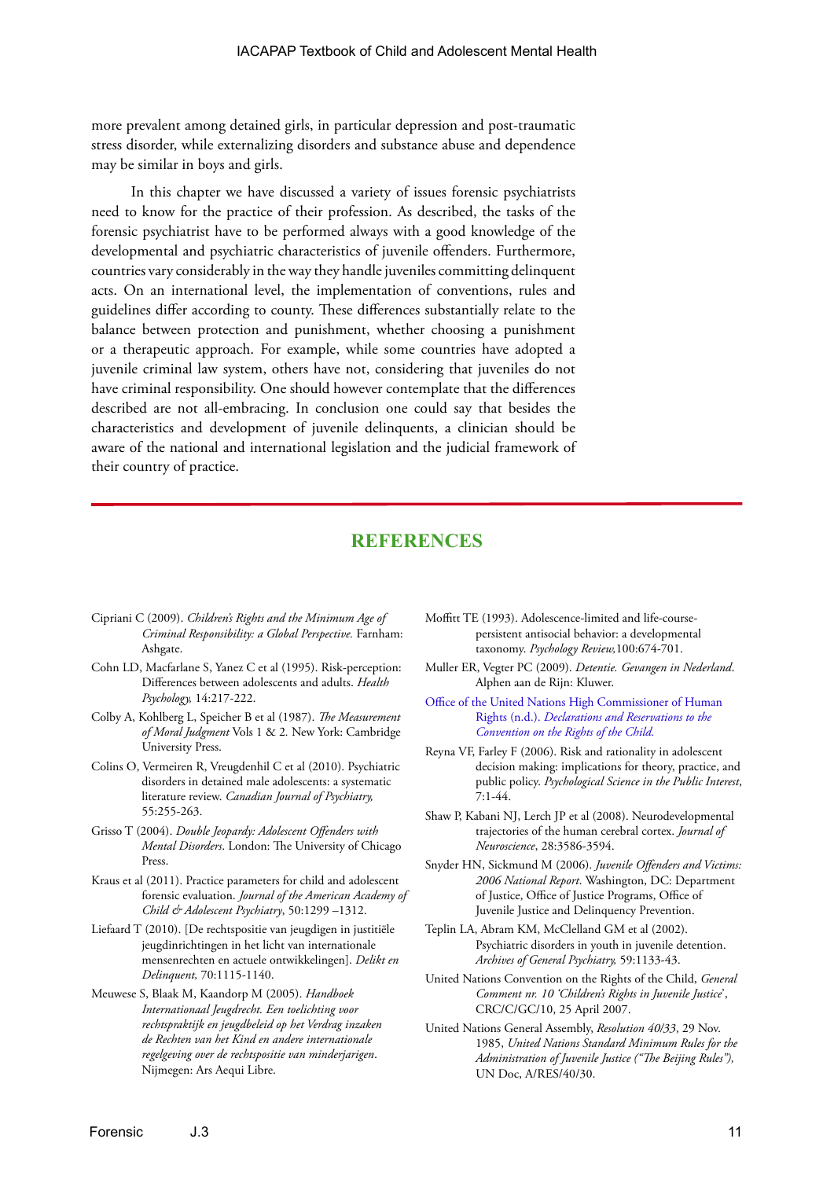more prevalent among detained girls, in particular depression and post-traumatic stress disorder, while externalizing disorders and substance abuse and dependence may be similar in boys and girls.

In this chapter we have discussed a variety of issues forensic psychiatrists need to know for the practice of their profession. As described, the tasks of the forensic psychiatrist have to be performed always with a good knowledge of the developmental and psychiatric characteristics of juvenile offenders. Furthermore, countries vary considerably in the way they handle juveniles committing delinquent acts. On an international level, the implementation of conventions, rules and guidelines differ according to county. These differences substantially relate to the balance between protection and punishment, whether choosing a punishment or a therapeutic approach. For example, while some countries have adopted a juvenile criminal law system, others have not, considering that juveniles do not have criminal responsibility. One should however contemplate that the differences described are not all-embracing. In conclusion one could say that besides the characteristics and development of juvenile delinquents, a clinician should be aware of the national and international legislation and the judicial framework of their country of practice.

## REFERENCES

Cipriani C (2009). *Children's Rights and the Minimum Age of Criminal Responsibility: a Global Perspective.* Farnham: Ashgate.

Cohn LD, Macfarlane S, Yanez C et al (1995). Risk-perception: Differences between adolescents and adults. *Health Psychology,* 14:217-222.

Colby A, Kohlberg L, Speicher B et al (1987). *The Measurement of Moral Judgment* Vols 1 & 2. New York: Cambridge University Press.

Colins O, Vermeiren R, Vreugdenhil C et al (2010). Psychiatric disorders in detained male adolescents: a systematic literature review. *Canadian Journal of Psychiatry,* 55:255-263.

Grisso T (2004). *Double Jeopardy: Adolescent Offenders with Mental Disorders*. London: The University of Chicago Press.

Kraus et al (2011). Practice parameters for child and adolescent forensic evaluation. *Journal of the American Academy of Child & Adolescent Psychiatry*, 50:1299 –1312.

Liefaard T (2010). [De rechtspositie van jeugdigen in justitiële jeugdinrichtingen in het licht van internationale mensenrechten en actuele ontwikkelingen]. *Delikt en Delinquent,* 70:1115-1140.

Meuwese S, Blaak M, Kaandorp M (2005). *Handboek Internationaal Jeugdrecht. Een toelichting voor rechtspraktijk en jeugdbeleid op het Verdrag inzaken de Rechten van het Kind en andere internationale regelgeving over de rechtspositie van minderjarigen*. Nijmegen: Ars Aequi Libre.

Moffitt TE (1993). Adolescence-limited and life-course-persistent antisocial behavior: a developmental taxonomy. *Psychology Review,*100:674-701.

Muller ER, Vegter PC (2009). *Detentie. Gevangen in Nederland.* Alphen aan de Rijn: Kluwer.

Office of the United Nations High Commissioner of Human Rights (n.d.). *Declarations and Reservations to the Convention on the Rights of the Child.*

Reyna VF, Farley F (2006). Risk and rationality in adolescent decision making: implications for theory, practice, and public policy. *Psychological Science in the Public Interest*, 7:1-44.

Shaw P, Kabani NJ, Lerch JP et al (2008). Neurodevelopmental trajectories of the human cerebral cortex. *Journal of Neuroscience*, 28:3586-3594.

Snyder HN, Sickmund M (2006). *Juvenile Offenders and Victims: 2006 National Report*. Washington, DC: Department of Justice, Office of Justice Programs, Office of Juvenile Justice and Delinquency Prevention.

Teplin LA, Abram KM, McClelland GM et al (2002). Psychiatric disorders in youth in juvenile detention. *Archives of General Psychiatry,* 59:1133-43.

United Nations Convention on the Rights of the Child, *General Comment nr. 10 'Children's Rights in Juvenile Justice*', CRC/C/GC/10, 25 April 2007.

United Nations General Assembly, *Resolution 40/33*, 29 Nov. 1985, *United Nations Standard Minimum Rules for the Administration of Juvenile Justice ("The Beijing Rules"),* UN Doc, A/RES/40/30.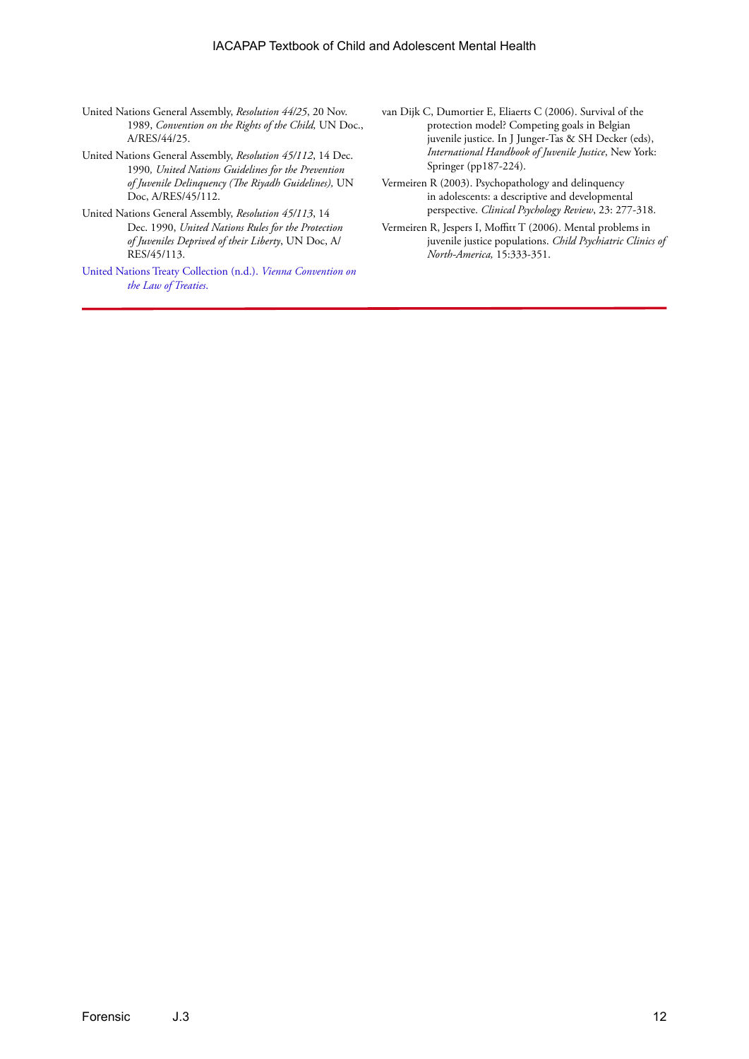United Nations General Assembly, *Resolution 44/25*, 20 Nov. 1989, *Convention on the Rights of the Child,* UN Doc., A/RES/44/25.

United Nations General Assembly, *Resolution 45/112*, 14 Dec. 1990*, United Nations Guidelines for the Prevention of Juvenile Delinquency (The Riyadh Guidelines),* UN Doc, A/RES/45/112.

United Nations General Assembly, *Resolution 45/113*, 14 Dec. 1990, *United Nations Rules for the Protection of Juveniles Deprived of their Liberty*, UN Doc, A/RES/45/113.

United Nations Treaty Collection (n.d.). *Vienna Convention on the Law of Treaties*.

van Dijk C, Dumortier E, Eliaerts C (2006). Survival of the protection model? Competing goals in Belgian juvenile justice. In J Junger-Tas & SH Decker (eds), *International Handbook of Juvenile Justice*, New York: Springer (pp187-224).

Vermeiren R (2003). Psychopathology and delinquency in adolescents: a descriptive and developmental perspective. *Clinical Psychology Review*, 23: 277-318.

Vermeiren R, Jespers I, Moffitt T (2006). Mental problems in juvenile justice populations. *Child Psychiatric Clinics of North-America,* 15:333-351.